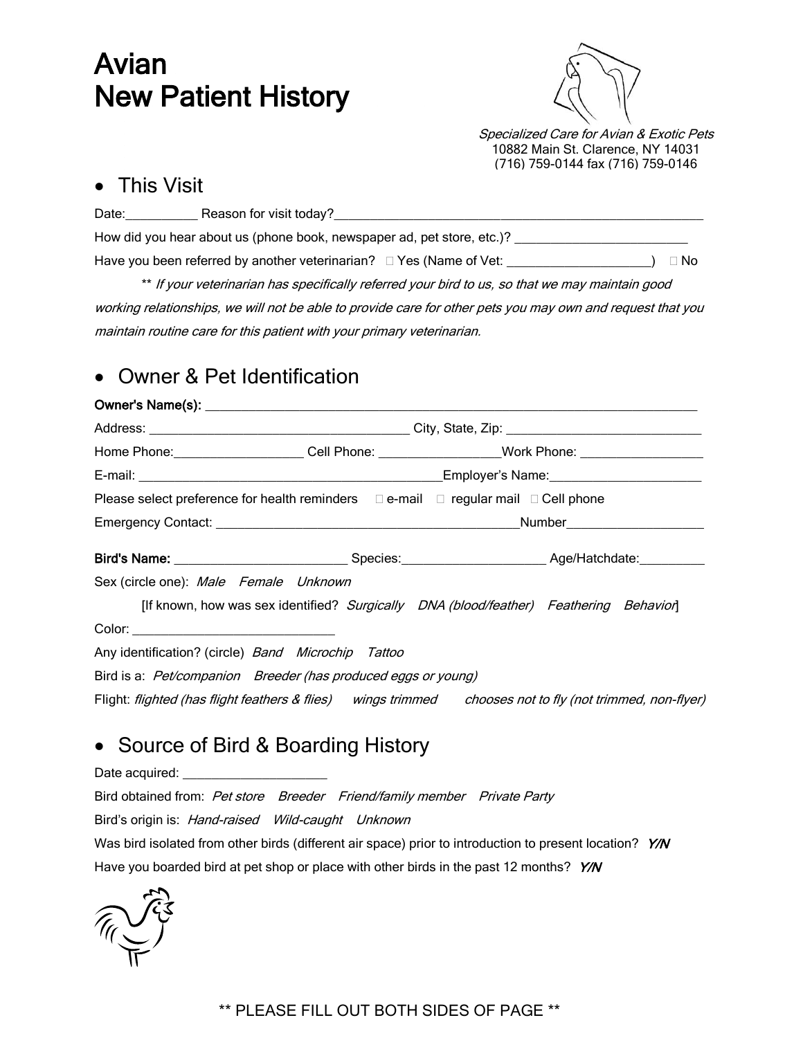# Avian
# New Patient History

*Specialized Care for Avian & Exotic Pets*
10882 Main St. Clarence, NY 14031
(716) 759-0144 fax (716) 759-0146

## • This Visit

Date:__________ Reason for visit today?____________________________________________________

How did you hear about us (phone book, newspaper ad, pet store, etc.)? ________________________

Have you been referred by another veterinarian? ☐ Yes (Name of Vet: ____________________) ☐ No

** *If your veterinarian has specifically referred your bird to us, so that we may maintain good working relationships, we will not be able to provide care for other pets you may own and request that you maintain routine care for this patient with your primary veterinarian.*

## • Owner & Pet Identification

**Owner's Name(s):** ______________________________________________________________________

Address: ___________________________________ City, State, Zip: ___________________________

Home Phone:__________________ Cell Phone: _________________Work Phone: _________________

E-mail: ___________________________________________Employer's Name:_____________________

Please select preference for health reminders ☐ e-mail ☐ regular mail ☐ Cell phone

Emergency Contact: __________________________________________Number___________________

**Bird's Name:** ________________________ Species:____________________ Age/Hatchdate:_________

Sex (circle one): *Male Female Unknown*

[If known, how was sex identified? *Surgically DNA (blood/feather) Feathering Behavior*]

Color: ____________________________

Any identification? (circle) *Band Microchip Tattoo*

Bird is a: *Pet/companion Breeder (has produced eggs or young)*

Flight: *flighted (has flight feathers & flies) wings trimmed chooses not to fly (not trimmed, non-flyer)*

## • Source of Bird & Boarding History

Date acquired: ____________________

Bird obtained from: *Pet store Breeder Friend/family member Private Party*

Bird's origin is: *Hand-raised Wild-caught Unknown*

Was bird isolated from other birds (different air space) prior to introduction to present location? *Y/N*

Have you boarded bird at pet shop or place with other birds in the past 12 months? *Y/N*

** PLEASE FILL OUT BOTH SIDES OF PAGE **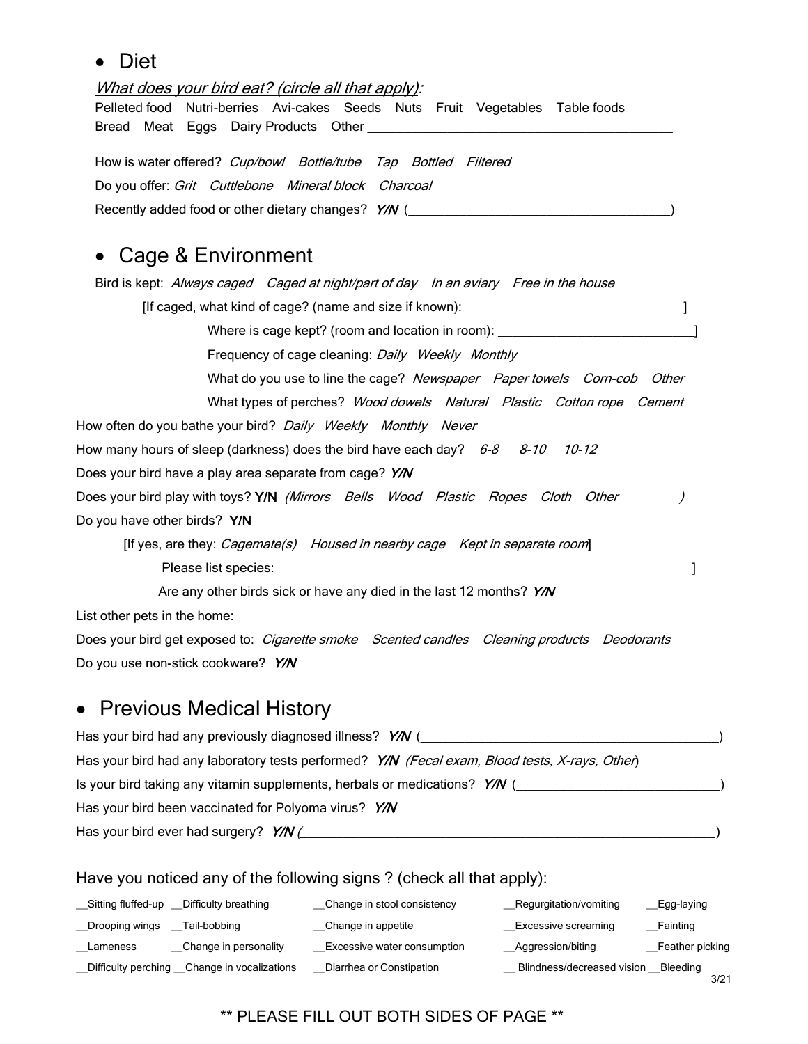- Diet

*What does your bird eat? (circle all that apply):*

Pelleted food   Nutri-berries   Avi-cakes   Seeds   Nuts   Fruit   Vegetables   Table foods
Bread   Meat   Eggs   Dairy Products   Other ____________________________________________

How is water offered? *Cup/bowl   Bottle/tube   Tap   Bottled   Filtered*

Do you offer: *Grit   Cuttlebone   Mineral block   Charcoal*

Recently added food or other dietary changes? *Y/N* (_____________________________________)

- Cage & Environment

Bird is kept: *Always caged   Caged at night/part of day   In an aviary   Free in the house*

[If caged, what kind of cage? (name and size if known): _______________________________]

Where is cage kept? (room and location in room): ____________________________]

Frequency of cage cleaning: *Daily   Weekly   Monthly*

What do you use to line the cage? *Newspaper   Paper towels   Corn-cob   Other*

What types of perches? *Wood dowels   Natural   Plastic   Cotton rope   Cement*

How often do you bathe your bird? *Daily   Weekly   Monthly   Never*

How many hours of sleep (darkness) does the bird have each day? *6-8   8-10   10-12*

Does your bird have a play area separate from cage? *Y/N*

Does your bird play with toys? **Y/N** *(Mirrors   Bells   Wood   Plastic   Ropes   Cloth   Other ________)*

Do you have other birds? **Y/N**

[If yes, are they: *Cagemate(s)   Housed in nearby cage   Kept in separate room*]

Please list species: ______________________________________________________________]

Are any other birds sick or have any died in the last 12 months? *Y/N*

List other pets in the home: ________________________________________________________________

Does your bird get exposed to: *Cigarette smoke   Scented candles   Cleaning products   Deodorants*

Do you use non-stick cookware? *Y/N*

- Previous Medical History

Has your bird had any previously diagnosed illness? *Y/N* (__________________________________________)

Has your bird had any laboratory tests performed? *Y/N (Fecal exam, Blood tests, X-rays, Other)*

Is your bird taking any vitamin supplements, herbals or medications? *Y/N* (____________________________)

Has your bird been vaccinated for Polyoma virus? *Y/N*

Has your bird ever had surgery? *Y/N* (__________________________________________________________)

Have you noticed any of the following signs ? (check all that apply):

| | | | | |
|---|---|---|---|---|
| __Sitting fluffed-up | __Difficulty breathing | __Change in stool consistency | __Regurgitation/vomiting | __Egg-laying |
| __Drooping wings | __Tail-bobbing | __Change in appetite | __Excessive screaming | __Fainting |
| __Lameness | __Change in personality | __Excessive water consumption | __Aggression/biting | __Feather picking |
| __Difficulty perching | __Change in vocalizations | __Diarrhea or Constipation | __ Blindness/decreased vision | __Bleeding |

3/21

** PLEASE FILL OUT BOTH SIDES OF PAGE **